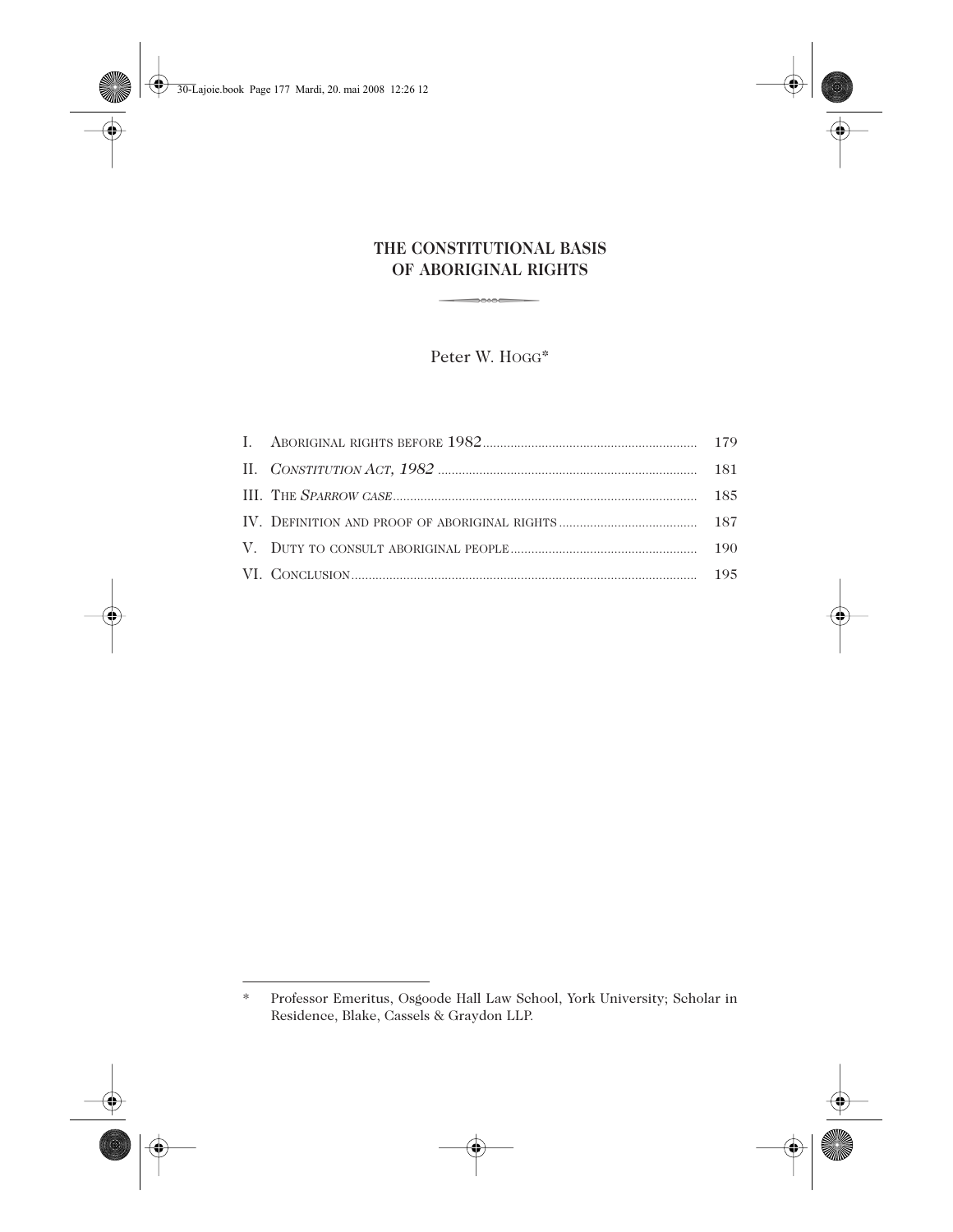# THE CONSTITUTIONAL BASIS OF ABORIGINAL RIGHTS

Peter W. HOGG[*]

| | | |
|---|---|---|
| I. | ABORIGINAL RIGHTS BEFORE 1982 | 179 |
| II. | *CONSTITUTION ACT, 1982* | 181 |
| III. | THE *SPARROW* CASE | 185 |
| IV. | DEFINITION AND PROOF OF ABORIGINAL RIGHTS | 187 |
| V. | DUTY TO CONSULT ABORIGINAL PEOPLE | 190 |
| VI. | CONCLUSION | 195 |

---

[*] Professor Emeritus, Osgoode Hall Law School, York University; Scholar in Residence, Blake, Cassels & Graydon LLP.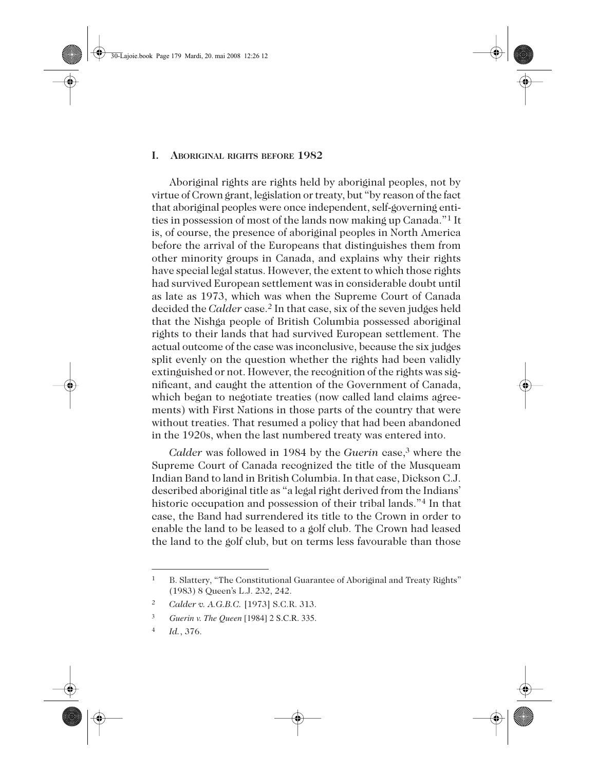## I. ABORIGINAL RIGHTS BEFORE 1982

Aboriginal rights are rights held by aboriginal peoples, not by virtue of Crown grant, legislation or treaty, but "by reason of the fact that aboriginal peoples were once independent, self-governing entities in possession of most of the lands now making up Canada."[1] It is, of course, the presence of aboriginal peoples in North America before the arrival of the Europeans that distinguishes them from other minority groups in Canada, and explains why their rights have special legal status. However, the extent to which those rights had survived European settlement was in considerable doubt until as late as 1973, which was when the Supreme Court of Canada decided the *Calder* case.[2] In that case, six of the seven judges held that the Nishga people of British Columbia possessed aboriginal rights to their lands that had survived European settlement. The actual outcome of the case was inconclusive, because the six judges split evenly on the question whether the rights had been validly extinguished or not. However, the recognition of the rights was significant, and caught the attention of the Government of Canada, which began to negotiate treaties (now called land claims agreements) with First Nations in those parts of the country that were without treaties. That resumed a policy that had been abandoned in the 1920s, when the last numbered treaty was entered into.

*Calder* was followed in 1984 by the *Guerin* case,[3] where the Supreme Court of Canada recognized the title of the Musqueam Indian Band to land in British Columbia. In that case, Dickson C.J. described aboriginal title as "a legal right derived from the Indians' historic occupation and possession of their tribal lands."[4] In that case, the Band had surrendered its title to the Crown in order to enable the land to be leased to a golf club. The Crown had leased the land to the golf club, but on terms less favourable than those

---

1 B. Slattery, "The Constitutional Guarantee of Aboriginal and Treaty Rights" (1983) 8 Queen's L.J. 232, 242.

2 *Calder v. A.G.B.C.* [1973] S.C.R. 313.

3 *Guerin v. The Queen* [1984] 2 S.C.R. 335.

4 *Id.*, 376.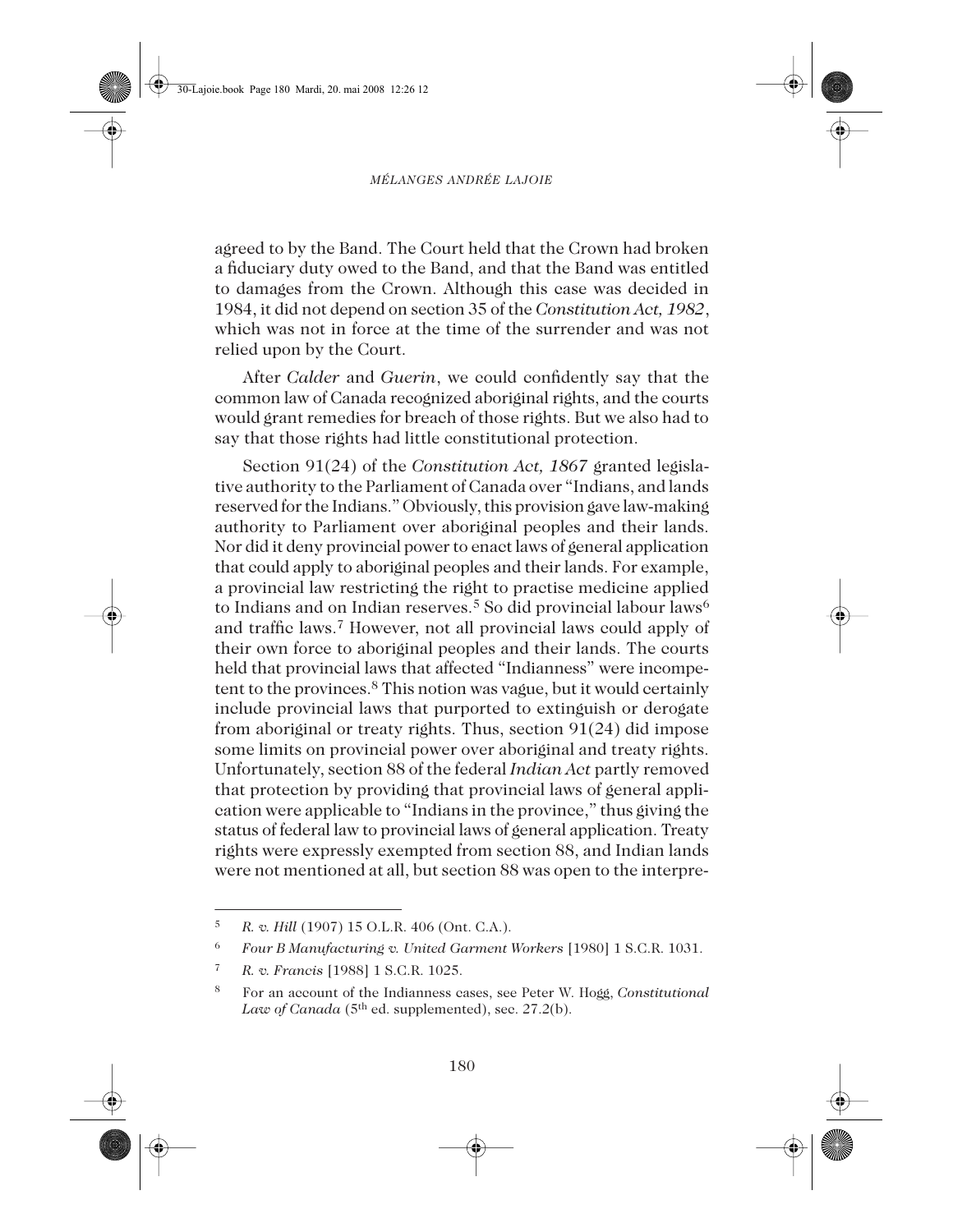agreed to by the Band. The Court held that the Crown had broken a fiduciary duty owed to the Band, and that the Band was entitled to damages from the Crown. Although this case was decided in 1984, it did not depend on section 35 of the *Constitution Act, 1982*, which was not in force at the time of the surrender and was not relied upon by the Court.

After *Calder* and *Guerin*, we could confidently say that the common law of Canada recognized aboriginal rights, and the courts would grant remedies for breach of those rights. But we also had to say that those rights had little constitutional protection.

Section 91(24) of the *Constitution Act, 1867* granted legislative authority to the Parliament of Canada over "Indians, and lands reserved for the Indians." Obviously, this provision gave law-making authority to Parliament over aboriginal peoples and their lands. Nor did it deny provincial power to enact laws of general application that could apply to aboriginal peoples and their lands. For example, a provincial law restricting the right to practise medicine applied to Indians and on Indian reserves.[5] So did provincial labour laws[6] and traffic laws.[7] However, not all provincial laws could apply of their own force to aboriginal peoples and their lands. The courts held that provincial laws that affected "Indianness" were incompetent to the provinces.[8] This notion was vague, but it would certainly include provincial laws that purported to extinguish or derogate from aboriginal or treaty rights. Thus, section 91(24) did impose some limits on provincial power over aboriginal and treaty rights. Unfortunately, section 88 of the federal *Indian Act* partly removed that protection by providing that provincial laws of general application were applicable to "Indians in the province," thus giving the status of federal law to provincial laws of general application. Treaty rights were expressly exempted from section 88, and Indian lands were not mentioned at all, but section 88 was open to the interpre-

---

[5] *R. v. Hill* (1907) 15 O.L.R. 406 (Ont. C.A.).

[6] *Four B Manufacturing v. United Garment Workers* [1980] 1 S.C.R. 1031.

[7] *R. v. Francis* [1988] 1 S.C.R. 1025.

[8] For an account of the Indianness cases, see Peter W. Hogg, *Constitutional Law of Canada* (5th ed. supplemented), sec. 27.2(b).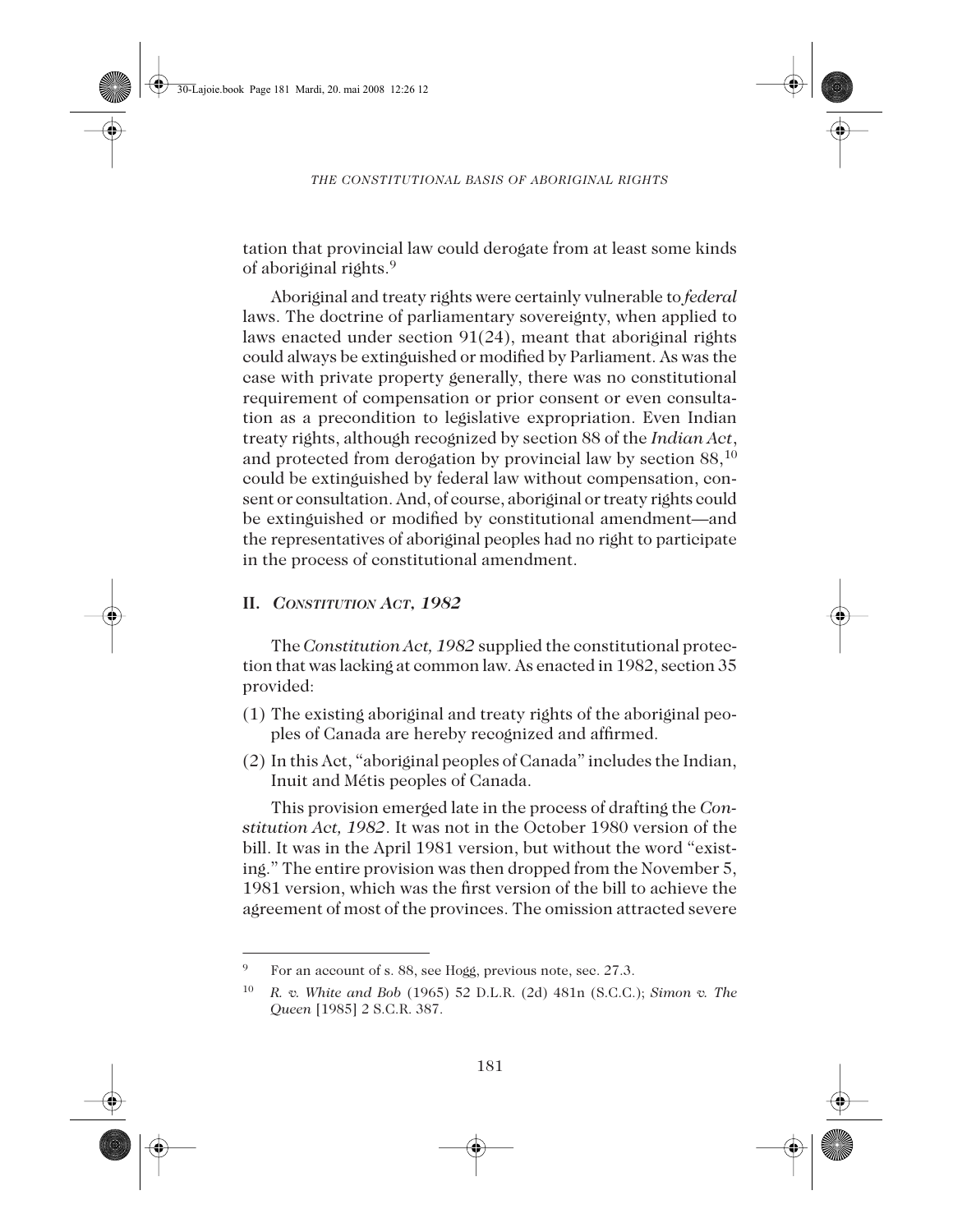tation that provincial law could derogate from at least some kinds of aboriginal rights.[9]

Aboriginal and treaty rights were certainly vulnerable to *federal* laws. The doctrine of parliamentary sovereignty, when applied to laws enacted under section 91(24), meant that aboriginal rights could always be extinguished or modified by Parliament. As was the case with private property generally, there was no constitutional requirement of compensation or prior consent or even consultation as a precondition to legislative expropriation. Even Indian treaty rights, although recognized by section 88 of the *Indian Act*, and protected from derogation by provincial law by section 88,[10] could be extinguished by federal law without compensation, consent or consultation. And, of course, aboriginal or treaty rights could be extinguished or modified by constitutional amendment—and the representatives of aboriginal peoples had no right to participate in the process of constitutional amendment.

## II. *CONSTITUTION ACT, 1982*

The *Constitution Act, 1982* supplied the constitutional protection that was lacking at common law. As enacted in 1982, section 35 provided:

(1) The existing aboriginal and treaty rights of the aboriginal peoples of Canada are hereby recognized and affirmed.

(2) In this Act, "aboriginal peoples of Canada" includes the Indian, Inuit and Métis peoples of Canada.

This provision emerged late in the process of drafting the *Constitution Act, 1982*. It was not in the October 1980 version of the bill. It was in the April 1981 version, but without the word "existing." The entire provision was then dropped from the November 5, 1981 version, which was the first version of the bill to achieve the agreement of most of the provinces. The omission attracted severe

---

[9] For an account of s. 88, see Hogg, previous note, sec. 27.3.

[10] *R. v. White and Bob* (1965) 52 D.L.R. (2d) 481n (S.C.C.); *Simon v. The Queen* [1985] 2 S.C.R. 387.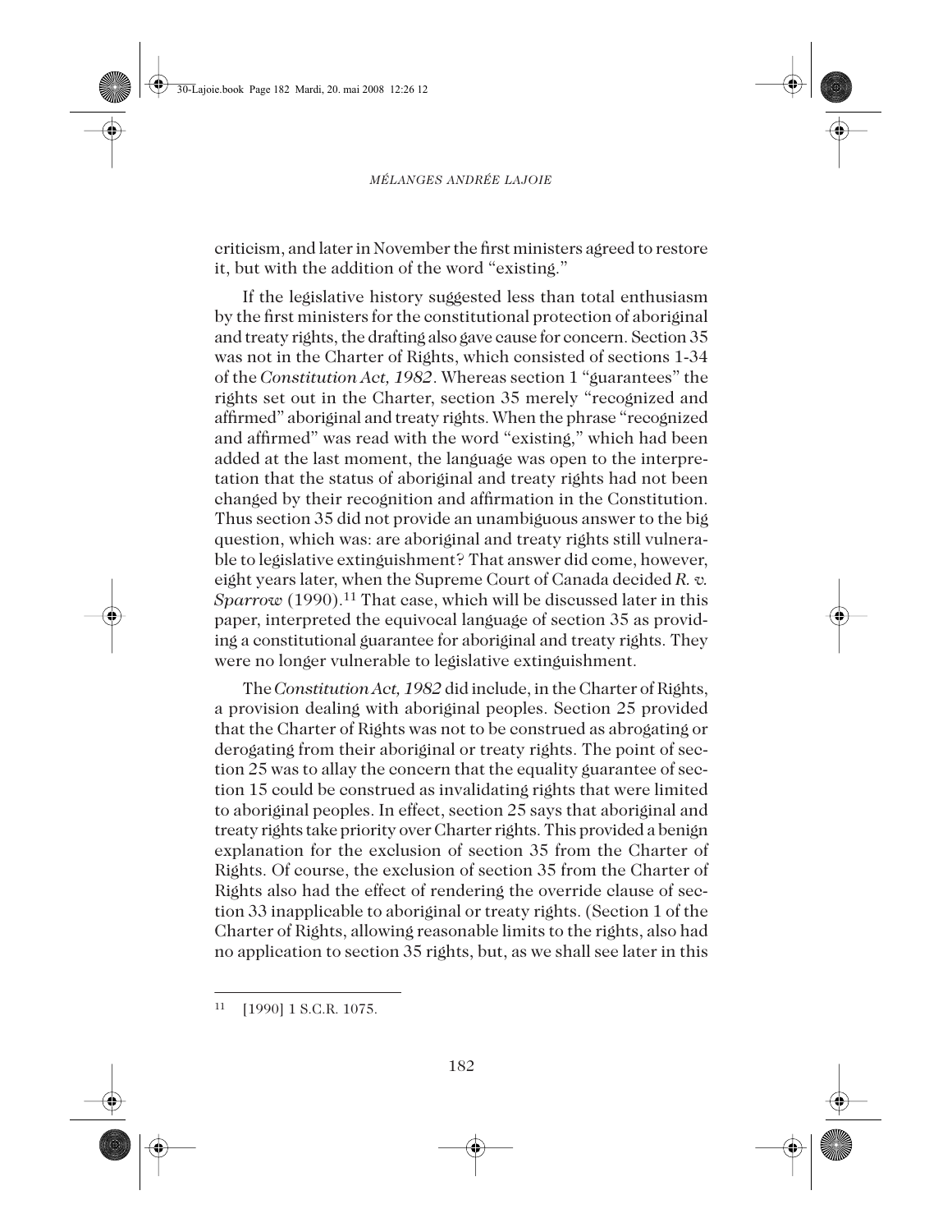criticism, and later in November the first ministers agreed to restore it, but with the addition of the word "existing."

If the legislative history suggested less than total enthusiasm by the first ministers for the constitutional protection of aboriginal and treaty rights, the drafting also gave cause for concern. Section 35 was not in the Charter of Rights, which consisted of sections 1-34 of the *Constitution Act, 1982*. Whereas section 1 "guarantees" the rights set out in the Charter, section 35 merely "recognized and affirmed" aboriginal and treaty rights. When the phrase "recognized and affirmed" was read with the word "existing," which had been added at the last moment, the language was open to the interpretation that the status of aboriginal and treaty rights had not been changed by their recognition and affirmation in the Constitution. Thus section 35 did not provide an unambiguous answer to the big question, which was: are aboriginal and treaty rights still vulnerable to legislative extinguishment? That answer did come, however, eight years later, when the Supreme Court of Canada decided *R. v. Sparrow* (1990).[11] That case, which will be discussed later in this paper, interpreted the equivocal language of section 35 as providing a constitutional guarantee for aboriginal and treaty rights. They were no longer vulnerable to legislative extinguishment.

The *Constitution Act, 1982* did include, in the Charter of Rights, a provision dealing with aboriginal peoples. Section 25 provided that the Charter of Rights was not to be construed as abrogating or derogating from their aboriginal or treaty rights. The point of section 25 was to allay the concern that the equality guarantee of section 15 could be construed as invalidating rights that were limited to aboriginal peoples. In effect, section 25 says that aboriginal and treaty rights take priority over Charter rights. This provided a benign explanation for the exclusion of section 35 from the Charter of Rights. Of course, the exclusion of section 35 from the Charter of Rights also had the effect of rendering the override clause of section 33 inapplicable to aboriginal or treaty rights. (Section 1 of the Charter of Rights, allowing reasonable limits to the rights, also had no application to section 35 rights, but, as we shall see later in this

---

[11] [1990] 1 S.C.R. 1075.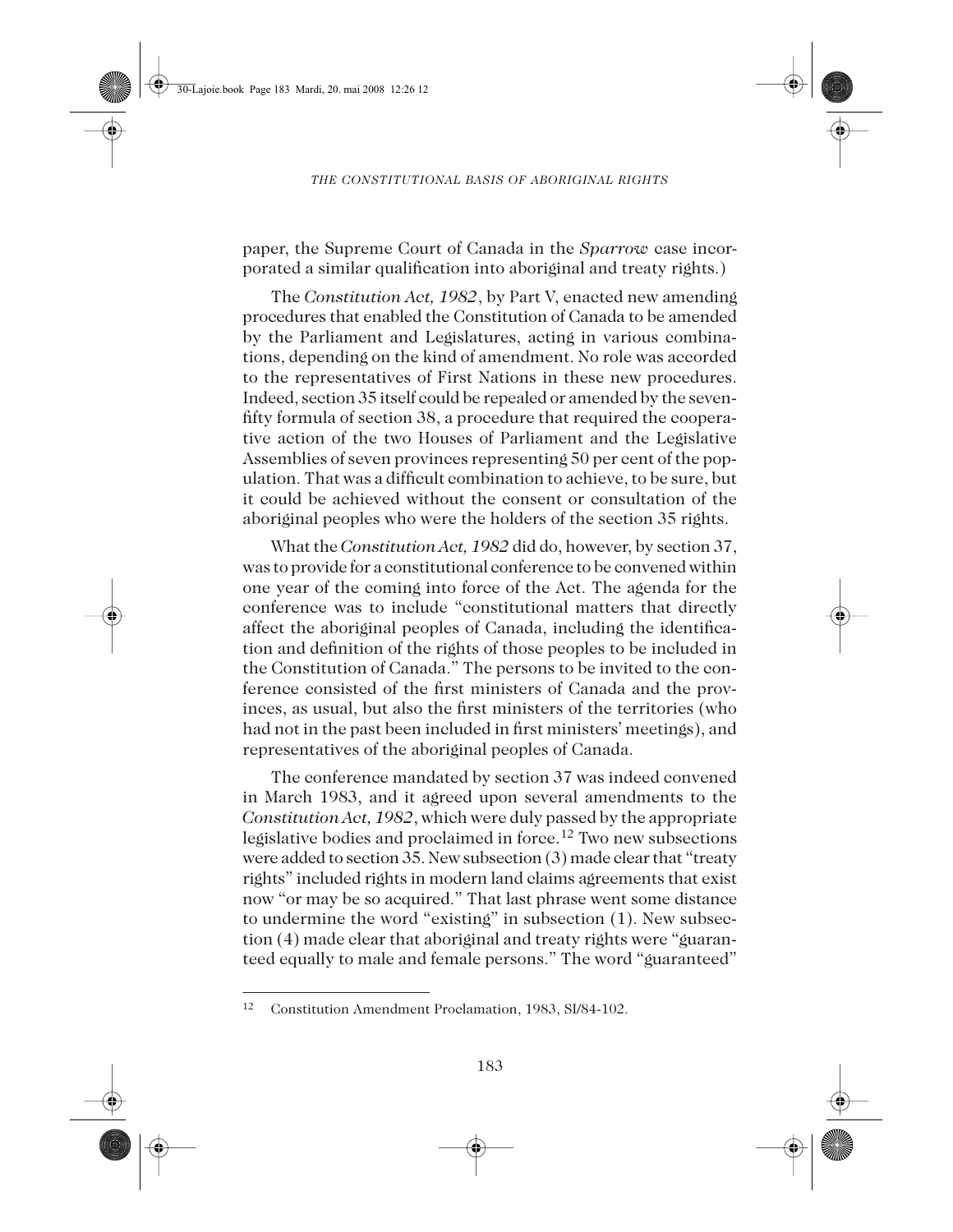paper, the Supreme Court of Canada in the *Sparrow* case incorporated a similar qualification into aboriginal and treaty rights.)

The *Constitution Act, 1982*, by Part V, enacted new amending procedures that enabled the Constitution of Canada to be amended by the Parliament and Legislatures, acting in various combinations, depending on the kind of amendment. No role was accorded to the representatives of First Nations in these new procedures. Indeed, section 35 itself could be repealed or amended by the seven-fifty formula of section 38, a procedure that required the cooperative action of the two Houses of Parliament and the Legislative Assemblies of seven provinces representing 50 per cent of the population. That was a difficult combination to achieve, to be sure, but it could be achieved without the consent or consultation of the aboriginal peoples who were the holders of the section 35 rights.

What the *Constitution Act, 1982* did do, however, by section 37, was to provide for a constitutional conference to be convened within one year of the coming into force of the Act. The agenda for the conference was to include "constitutional matters that directly affect the aboriginal peoples of Canada, including the identification and definition of the rights of those peoples to be included in the Constitution of Canada." The persons to be invited to the conference consisted of the first ministers of Canada and the provinces, as usual, but also the first ministers of the territories (who had not in the past been included in first ministers' meetings), and representatives of the aboriginal peoples of Canada.

The conference mandated by section 37 was indeed convened in March 1983, and it agreed upon several amendments to the *Constitution Act, 1982*, which were duly passed by the appropriate legislative bodies and proclaimed in force.[12] Two new subsections were added to section 35. New subsection (3) made clear that "treaty rights" included rights in modern land claims agreements that exist now "or may be so acquired." That last phrase went some distance to undermine the word "existing" in subsection (1). New subsection (4) made clear that aboriginal and treaty rights were "guaranteed equally to male and female persons." The word "guaranteed"

---

[12] Constitution Amendment Proclamation, 1983, SI/84-102.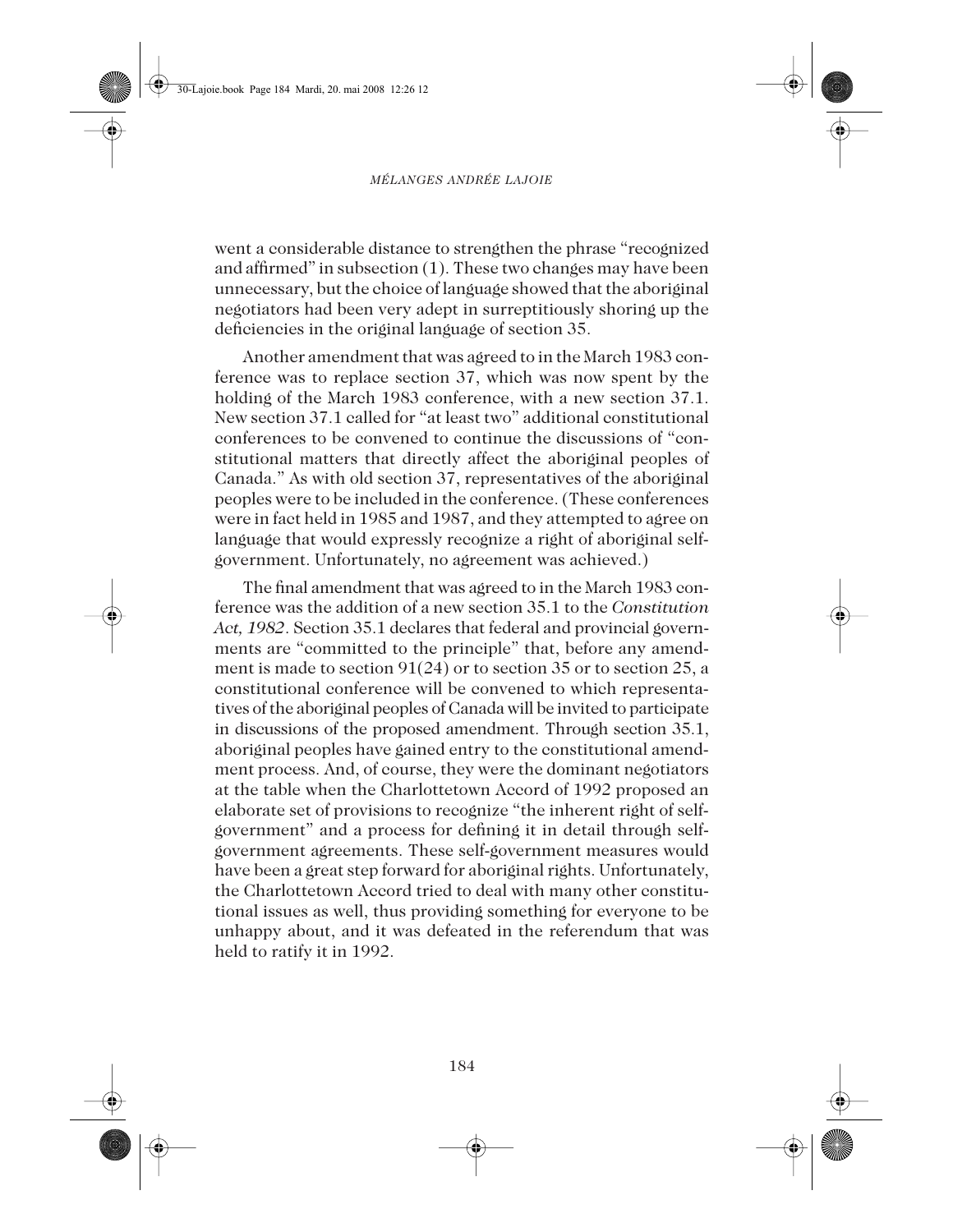went a considerable distance to strengthen the phrase "recognized and affirmed" in subsection (1). These two changes may have been unnecessary, but the choice of language showed that the aboriginal negotiators had been very adept in surreptitiously shoring up the deficiencies in the original language of section 35.

Another amendment that was agreed to in the March 1983 conference was to replace section 37, which was now spent by the holding of the March 1983 conference, with a new section 37.1. New section 37.1 called for "at least two" additional constitutional conferences to be convened to continue the discussions of "constitutional matters that directly affect the aboriginal peoples of Canada." As with old section 37, representatives of the aboriginal peoples were to be included in the conference. (These conferences were in fact held in 1985 and 1987, and they attempted to agree on language that would expressly recognize a right of aboriginal self-government. Unfortunately, no agreement was achieved.)

The final amendment that was agreed to in the March 1983 conference was the addition of a new section 35.1 to the *Constitution Act, 1982*. Section 35.1 declares that federal and provincial governments are "committed to the principle" that, before any amendment is made to section 91(24) or to section 35 or to section 25, a constitutional conference will be convened to which representatives of the aboriginal peoples of Canada will be invited to participate in discussions of the proposed amendment. Through section 35.1, aboriginal peoples have gained entry to the constitutional amendment process. And, of course, they were the dominant negotiators at the table when the Charlottetown Accord of 1992 proposed an elaborate set of provisions to recognize "the inherent right of self-government" and a process for defining it in detail through self-government agreements. These self-government measures would have been a great step forward for aboriginal rights. Unfortunately, the Charlottetown Accord tried to deal with many other constitutional issues as well, thus providing something for everyone to be unhappy about, and it was defeated in the referendum that was held to ratify it in 1992.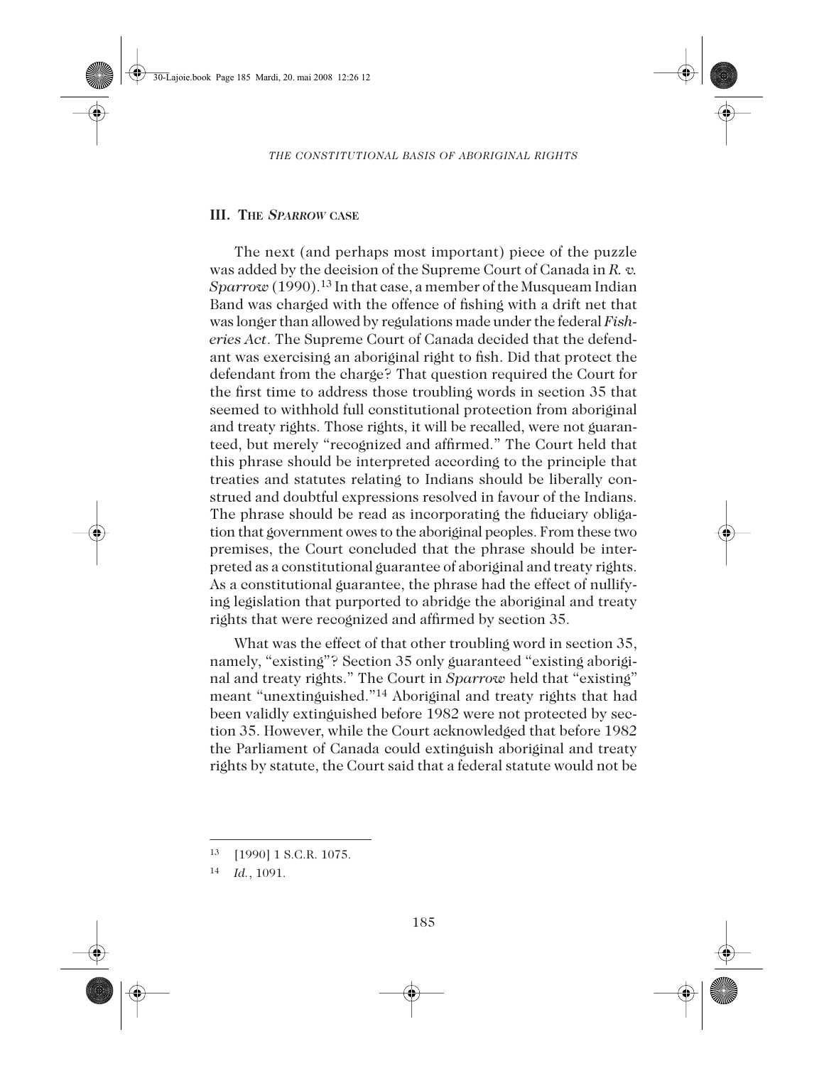## III. The *Sparrow* case

The next (and perhaps most important) piece of the puzzle was added by the decision of the Supreme Court of Canada in *R. v. Sparrow* (1990).[13] In that case, a member of the Musqueam Indian Band was charged with the offence of fishing with a drift net that was longer than allowed by regulations made under the federal *Fisheries Act*. The Supreme Court of Canada decided that the defendant was exercising an aboriginal right to fish. Did that protect the defendant from the charge? That question required the Court for the first time to address those troubling words in section 35 that seemed to withhold full constitutional protection from aboriginal and treaty rights. Those rights, it will be recalled, were not guaranteed, but merely "recognized and affirmed." The Court held that this phrase should be interpreted according to the principle that treaties and statutes relating to Indians should be liberally construed and doubtful expressions resolved in favour of the Indians. The phrase should be read as incorporating the fiduciary obligation that government owes to the aboriginal peoples. From these two premises, the Court concluded that the phrase should be interpreted as a constitutional guarantee of aboriginal and treaty rights. As a constitutional guarantee, the phrase had the effect of nullifying legislation that purported to abridge the aboriginal and treaty rights that were recognized and affirmed by section 35.

What was the effect of that other troubling word in section 35, namely, "existing"? Section 35 only guaranteed "existing aboriginal and treaty rights." The Court in *Sparrow* held that "existing" meant "unextinguished."[14] Aboriginal and treaty rights that had been validly extinguished before 1982 were not protected by section 35. However, while the Court acknowledged that before 1982 the Parliament of Canada could extinguish aboriginal and treaty rights by statute, the Court said that a federal statute would not be

---

13 [1990] 1 S.C.R. 1075.

14 *Id.*, 1091.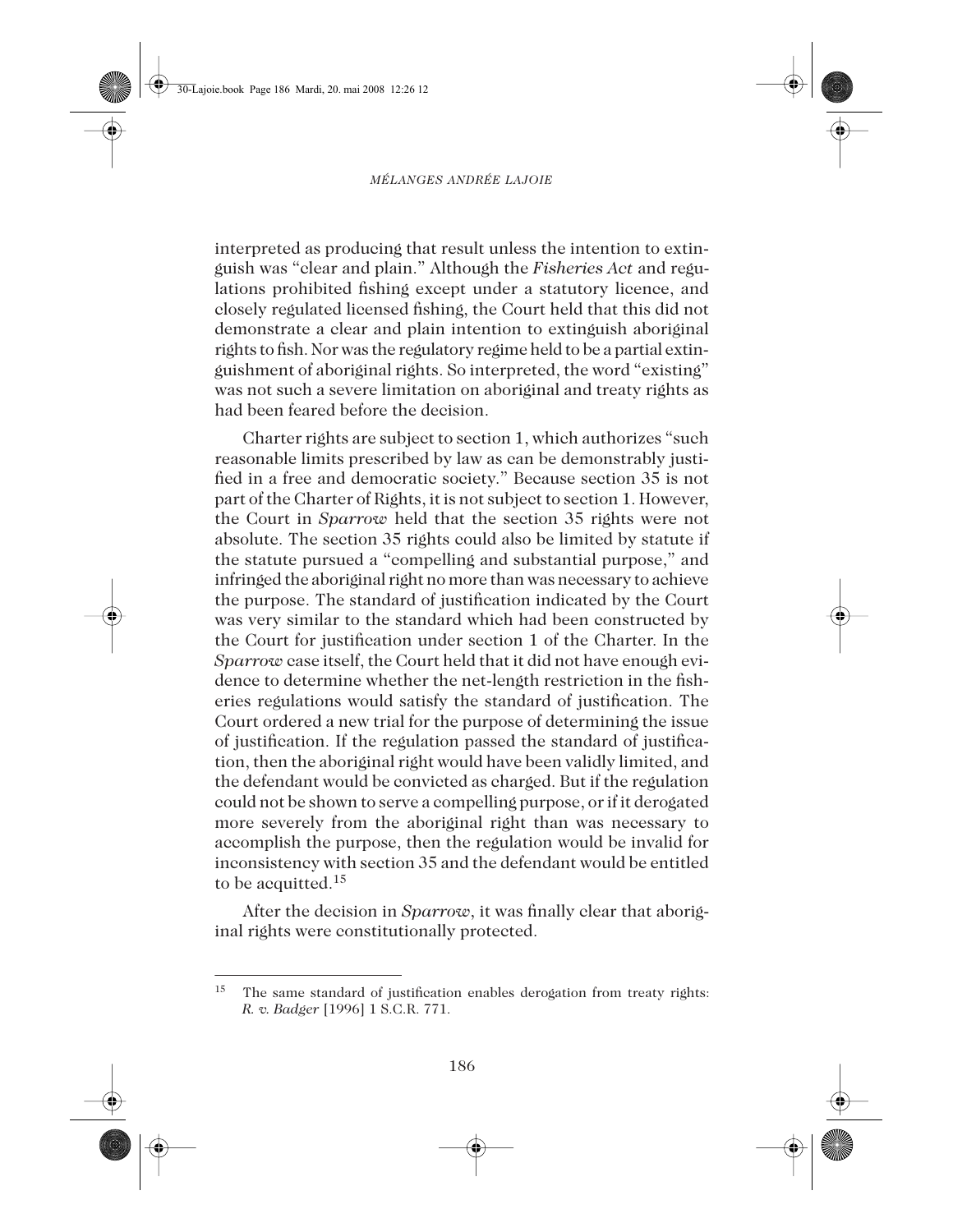interpreted as producing that result unless the intention to extinguish was "clear and plain." Although the *Fisheries Act* and regulations prohibited fishing except under a statutory licence, and closely regulated licensed fishing, the Court held that this did not demonstrate a clear and plain intention to extinguish aboriginal rights to fish. Nor was the regulatory regime held to be a partial extinguishment of aboriginal rights. So interpreted, the word "existing" was not such a severe limitation on aboriginal and treaty rights as had been feared before the decision.

Charter rights are subject to section 1, which authorizes "such reasonable limits prescribed by law as can be demonstrably justified in a free and democratic society." Because section 35 is not part of the Charter of Rights, it is not subject to section 1. However, the Court in *Sparrow* held that the section 35 rights were not absolute. The section 35 rights could also be limited by statute if the statute pursued a "compelling and substantial purpose," and infringed the aboriginal right no more than was necessary to achieve the purpose. The standard of justification indicated by the Court was very similar to the standard which had been constructed by the Court for justification under section 1 of the Charter. In the *Sparrow* case itself, the Court held that it did not have enough evidence to determine whether the net-length restriction in the fisheries regulations would satisfy the standard of justification. The Court ordered a new trial for the purpose of determining the issue of justification. If the regulation passed the standard of justification, then the aboriginal right would have been validly limited, and the defendant would be convicted as charged. But if the regulation could not be shown to serve a compelling purpose, or if it derogated more severely from the aboriginal right than was necessary to accomplish the purpose, then the regulation would be invalid for inconsistency with section 35 and the defendant would be entitled to be acquitted.[15]

After the decision in *Sparrow*, it was finally clear that aboriginal rights were constitutionally protected.

---

[15] The same standard of justification enables derogation from treaty rights: *R. v. Badger* [1996] 1 S.C.R. 771.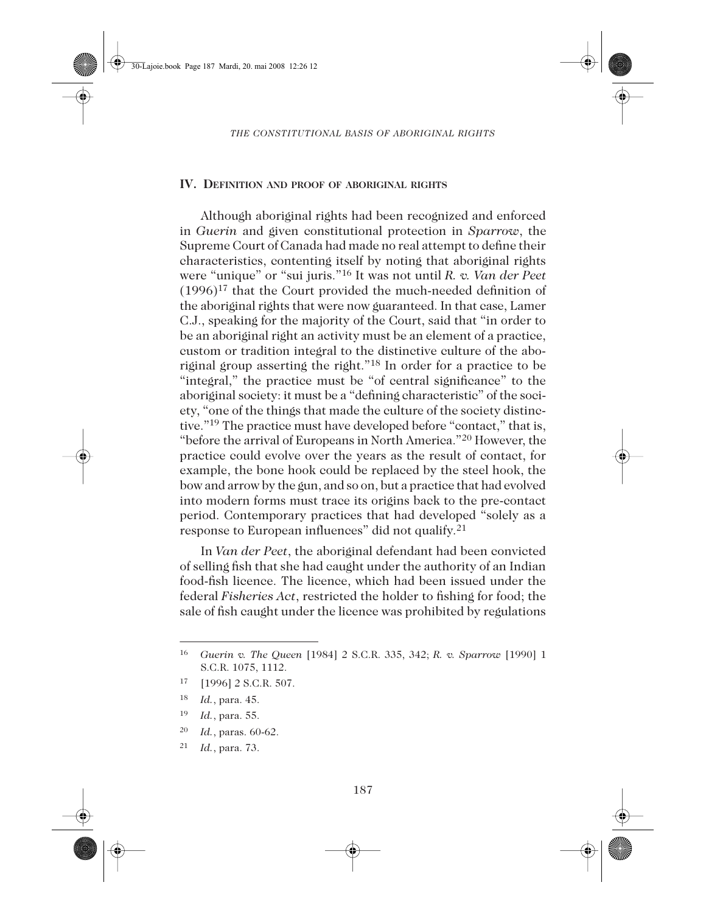## IV. Definition and proof of aboriginal rights

Although aboriginal rights had been recognized and enforced in *Guerin* and given constitutional protection in *Sparrow*, the Supreme Court of Canada had made no real attempt to define their characteristics, contenting itself by noting that aboriginal rights were "unique" or "sui juris."[16] It was not until *R. v. Van der Peet* (1996)[17] that the Court provided the much-needed definition of the aboriginal rights that were now guaranteed. In that case, Lamer C.J., speaking for the majority of the Court, said that "in order to be an aboriginal right an activity must be an element of a practice, custom or tradition integral to the distinctive culture of the aboriginal group asserting the right."[18] In order for a practice to be "integral," the practice must be "of central significance" to the aboriginal society: it must be a "defining characteristic" of the society, "one of the things that made the culture of the society distinctive."[19] The practice must have developed before "contact," that is, "before the arrival of Europeans in North America."[20] However, the practice could evolve over the years as the result of contact, for example, the bone hook could be replaced by the steel hook, the bow and arrow by the gun, and so on, but a practice that had evolved into modern forms must trace its origins back to the pre-contact period. Contemporary practices that had developed "solely as a response to European influences" did not qualify.[21]

In *Van der Peet*, the aboriginal defendant had been convicted of selling fish that she had caught under the authority of an Indian food-fish licence. The licence, which had been issued under the federal *Fisheries Act*, restricted the holder to fishing for food; the sale of fish caught under the licence was prohibited by regulations

---

[16] *Guerin v. The Queen* [1984] 2 S.C.R. 335, 342; *R. v. Sparrow* [1990] 1 S.C.R. 1075, 1112.

[17] [1996] 2 S.C.R. 507.

[18] *Id.*, para. 45.

[19] *Id.*, para. 55.

[20] *Id.*, paras. 60-62.

[21] *Id.*, para. 73.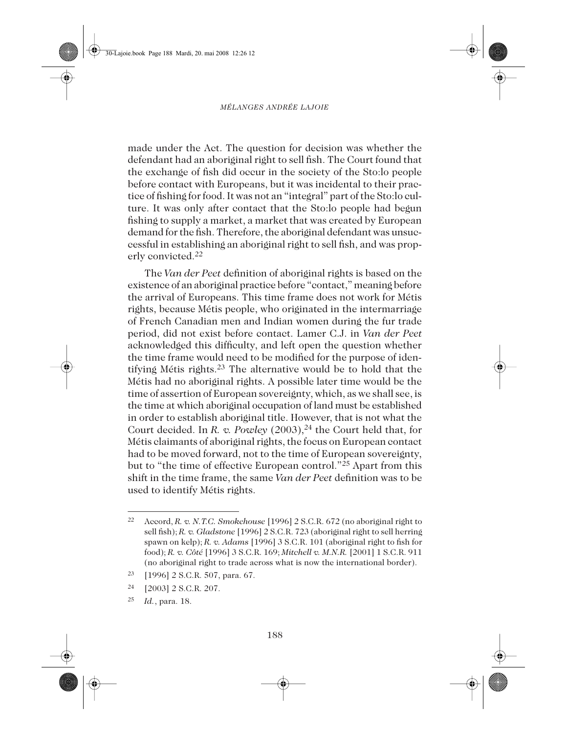made under the Act. The question for decision was whether the defendant had an aboriginal right to sell fish. The Court found that the exchange of fish did occur in the society of the Sto:lo people before contact with Europeans, but it was incidental to their practice of fishing for food. It was not an "integral" part of the Sto:lo culture. It was only after contact that the Sto:lo people had begun fishing to supply a market, a market that was created by European demand for the fish. Therefore, the aboriginal defendant was unsuccessful in establishing an aboriginal right to sell fish, and was properly convicted.[22]

The *Van der Peet* definition of aboriginal rights is based on the existence of an aboriginal practice before "contact," meaning before the arrival of Europeans. This time frame does not work for Métis rights, because Métis people, who originated in the intermarriage of French Canadian men and Indian women during the fur trade period, did not exist before contact. Lamer C.J. in *Van der Peet* acknowledged this difficulty, and left open the question whether the time frame would need to be modified for the purpose of identifying Métis rights.[23] The alternative would be to hold that the Métis had no aboriginal rights. A possible later time would be the time of assertion of European sovereignty, which, as we shall see, is the time at which aboriginal occupation of land must be established in order to establish aboriginal title. However, that is not what the Court decided. In *R. v. Powley* (2003),[24] the Court held that, for Métis claimants of aboriginal rights, the focus on European contact had to be moved forward, not to the time of European sovereignty, but to "the time of effective European control."[25] Apart from this shift in the time frame, the same *Van der Peet* definition was to be used to identify Métis rights.

---

22 Accord, *R. v. N.T.C. Smokehouse* [1996] 2 S.C.R. 672 (no aboriginal right to sell fish); *R. v. Gladstone* [1996] 2 S.C.R. 723 (aboriginal right to sell herring spawn on kelp); *R. v. Adams* [1996] 3 S.C.R. 101 (aboriginal right to fish for food); *R. v. Côté* [1996] 3 S.C.R. 169; *Mitchell v. M.N.R.* [2001] 1 S.C.R. 911 (no aboriginal right to trade across what is now the international border).

23 [1996] 2 S.C.R. 507, para. 67.

24 [2003] 2 S.C.R. 207.

25 *Id.*, para. 18.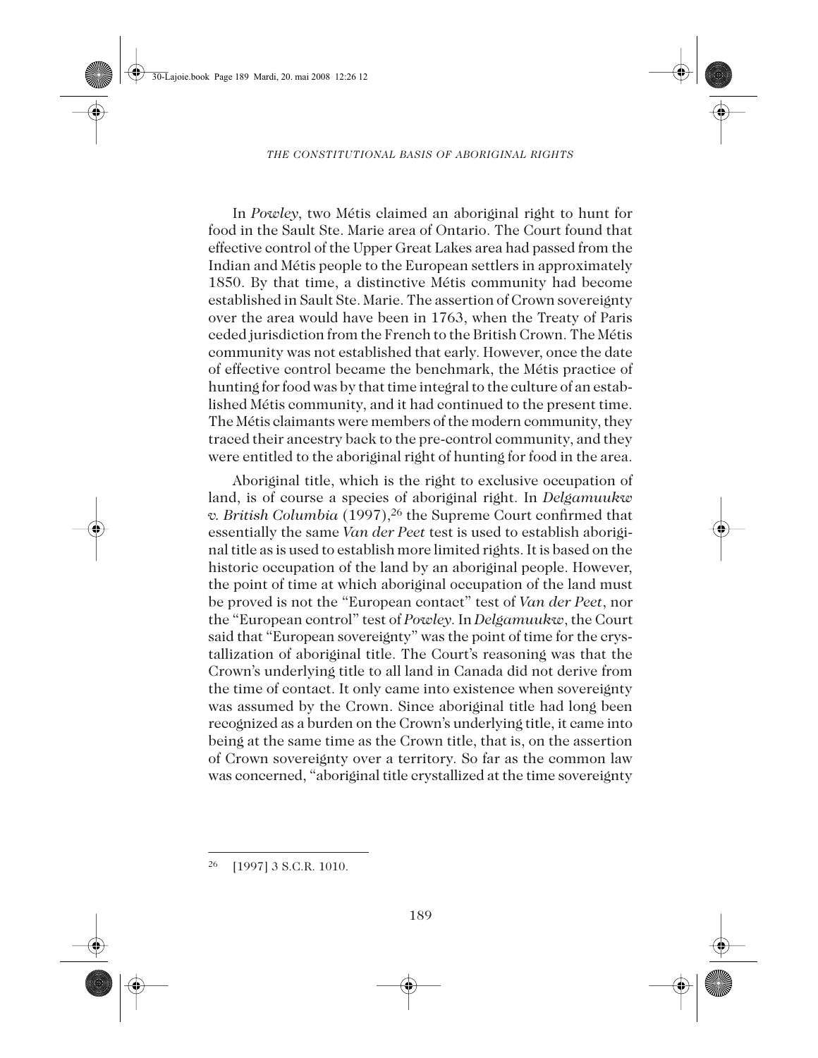In *Powley*, two Métis claimed an aboriginal right to hunt for food in the Sault Ste. Marie area of Ontario. The Court found that effective control of the Upper Great Lakes area had passed from the Indian and Métis people to the European settlers in approximately 1850. By that time, a distinctive Métis community had become established in Sault Ste. Marie. The assertion of Crown sovereignty over the area would have been in 1763, when the Treaty of Paris ceded jurisdiction from the French to the British Crown. The Métis community was not established that early. However, once the date of effective control became the benchmark, the Métis practice of hunting for food was by that time integral to the culture of an established Métis community, and it had continued to the present time. The Métis claimants were members of the modern community, they traced their ancestry back to the pre-control community, and they were entitled to the aboriginal right of hunting for food in the area.

Aboriginal title, which is the right to exclusive occupation of land, is of course a species of aboriginal right. In *Delgamuukw v. British Columbia* (1997),[26] the Supreme Court confirmed that essentially the same *Van der Peet* test is used to establish aboriginal title as is used to establish more limited rights. It is based on the historic occupation of the land by an aboriginal people. However, the point of time at which aboriginal occupation of the land must be proved is not the "European contact" test of *Van der Peet*, nor the "European control" test of *Powley*. In *Delgamuukw*, the Court said that "European sovereignty" was the point of time for the crystallization of aboriginal title. The Court's reasoning was that the Crown's underlying title to all land in Canada did not derive from the time of contact. It only came into existence when sovereignty was assumed by the Crown. Since aboriginal title had long been recognized as a burden on the Crown's underlying title, it came into being at the same time as the Crown title, that is, on the assertion of Crown sovereignty over a territory. So far as the common law was concerned, "aboriginal title crystallized at the time sovereignty

---

[26] [1997] 3 S.C.R. 1010.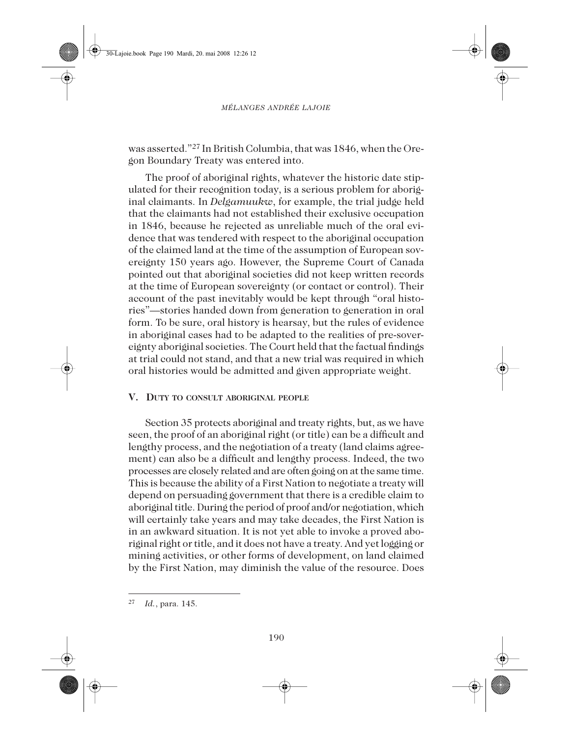was asserted."[27] In British Columbia, that was 1846, when the Oregon Boundary Treaty was entered into.

The proof of aboriginal rights, whatever the historic date stipulated for their recognition today, is a serious problem for aboriginal claimants. In *Delgamuukw*, for example, the trial judge held that the claimants had not established their exclusive occupation in 1846, because he rejected as unreliable much of the oral evidence that was tendered with respect to the aboriginal occupation of the claimed land at the time of the assumption of European sovereignty 150 years ago. However, the Supreme Court of Canada pointed out that aboriginal societies did not keep written records at the time of European sovereignty (or contact or control). Their account of the past inevitably would be kept through "oral histories"—stories handed down from generation to generation in oral form. To be sure, oral history is hearsay, but the rules of evidence in aboriginal cases had to be adapted to the realities of pre-sovereignty aboriginal societies. The Court held that the factual findings at trial could not stand, and that a new trial was required in which oral histories would be admitted and given appropriate weight.

## V. Duty to consult aboriginal people

Section 35 protects aboriginal and treaty rights, but, as we have seen, the proof of an aboriginal right (or title) can be a difficult and lengthy process, and the negotiation of a treaty (land claims agreement) can also be a difficult and lengthy process. Indeed, the two processes are closely related and are often going on at the same time. This is because the ability of a First Nation to negotiate a treaty will depend on persuading government that there is a credible claim to aboriginal title. During the period of proof and/or negotiation, which will certainly take years and may take decades, the First Nation is in an awkward situation. It is not yet able to invoke a proved aboriginal right or title, and it does not have a treaty. And yet logging or mining activities, or other forms of development, on land claimed by the First Nation, may diminish the value of the resource. Does

---

[27] *Id.*, para. 145.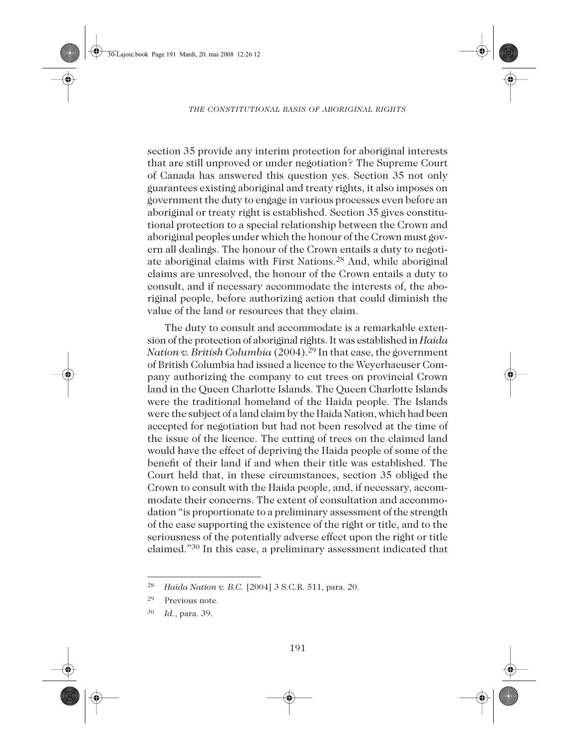section 35 provide any interim protection for aboriginal interests that are still unproved or under negotiation? The Supreme Court of Canada has answered this question yes. Section 35 not only guarantees existing aboriginal and treaty rights, it also imposes on government the duty to engage in various processes even before an aboriginal or treaty right is established. Section 35 gives constitutional protection to a special relationship between the Crown and aboriginal peoples under which the honour of the Crown must govern all dealings. The honour of the Crown entails a duty to negotiate aboriginal claims with First Nations.[28] And, while aboriginal claims are unresolved, the honour of the Crown entails a duty to consult, and if necessary accommodate the interests of, the aboriginal people, before authorizing action that could diminish the value of the land or resources that they claim.

The duty to consult and accommodate is a remarkable extension of the protection of aboriginal rights. It was established in *Haida Nation v. British Columbia* (2004).[29] In that case, the government of British Columbia had issued a licence to the Weyerhaeuser Company authorizing the company to cut trees on provincial Crown land in the Queen Charlotte Islands. The Queen Charlotte Islands were the traditional homeland of the Haida people. The Islands were the subject of a land claim by the Haida Nation, which had been accepted for negotiation but had not been resolved at the time of the issue of the licence. The cutting of trees on the claimed land would have the effect of depriving the Haida people of some of the benefit of their land if and when their title was established. The Court held that, in these circumstances, section 35 obliged the Crown to consult with the Haida people, and, if necessary, accommodate their concerns. The extent of consultation and accommodation "is proportionate to a preliminary assessment of the strength of the case supporting the existence of the right or title, and to the seriousness of the potentially adverse effect upon the right or title claimed."[30] In this case, a preliminary assessment indicated that

---

[28] *Haida Nation v. B.C.* [2004] 3 S.C.R. 511, para. 20.

[29] Previous note.

[30] *Id.*, para. 39.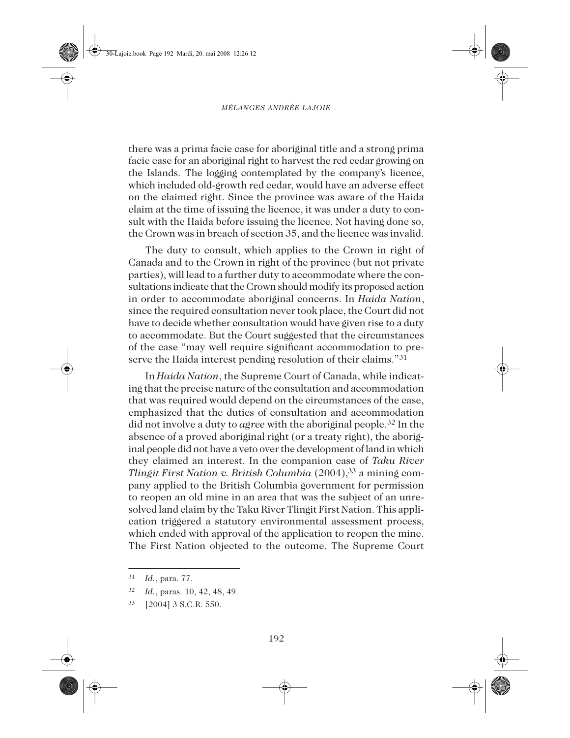there was a prima facie case for aboriginal title and a strong prima facie case for an aboriginal right to harvest the red cedar growing on the Islands. The logging contemplated by the company's licence, which included old-growth red cedar, would have an adverse effect on the claimed right. Since the province was aware of the Haida claim at the time of issuing the licence, it was under a duty to consult with the Haida before issuing the licence. Not having done so, the Crown was in breach of section 35, and the licence was invalid.

The duty to consult, which applies to the Crown in right of Canada and to the Crown in right of the province (but not private parties), will lead to a further duty to accommodate where the consultations indicate that the Crown should modify its proposed action in order to accommodate aboriginal concerns. In *Haida Nation*, since the required consultation never took place, the Court did not have to decide whether consultation would have given rise to a duty to accommodate. But the Court suggested that the circumstances of the case "may well require significant accommodation to preserve the Haida interest pending resolution of their claims."[31]

In *Haida Nation*, the Supreme Court of Canada, while indicating that the precise nature of the consultation and accommodation that was required would depend on the circumstances of the case, emphasized that the duties of consultation and accommodation did not involve a duty to *agree* with the aboriginal people.[32] In the absence of a proved aboriginal right (or a treaty right), the aboriginal people did not have a veto over the development of land in which they claimed an interest. In the companion case of *Taku River Tlingit First Nation v. British Columbia* (2004),[33] a mining company applied to the British Columbia government for permission to reopen an old mine in an area that was the subject of an unresolved land claim by the Taku River Tlingit First Nation. This application triggered a statutory environmental assessment process, which ended with approval of the application to reopen the mine. The First Nation objected to the outcome. The Supreme Court

---

[31] *Id.*, para. 77.

[32] *Id.*, paras. 10, 42, 48, 49.

[33] [2004] 3 S.C.R. 550.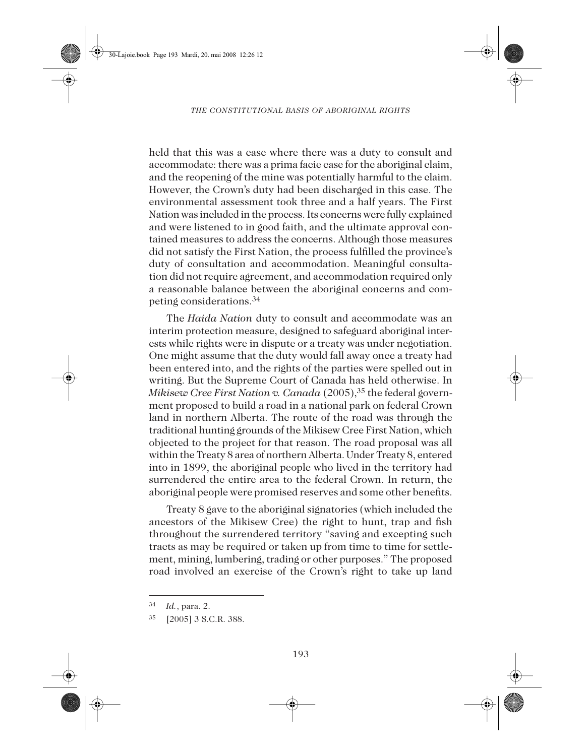held that this was a case where there was a duty to consult and accommodate: there was a prima facie case for the aboriginal claim, and the reopening of the mine was potentially harmful to the claim. However, the Crown's duty had been discharged in this case. The environmental assessment took three and a half years. The First Nation was included in the process. Its concerns were fully explained and were listened to in good faith, and the ultimate approval contained measures to address the concerns. Although those measures did not satisfy the First Nation, the process fulfilled the province's duty of consultation and accommodation. Meaningful consultation did not require agreement, and accommodation required only a reasonable balance between the aboriginal concerns and competing considerations.[34]

The *Haida Nation* duty to consult and accommodate was an interim protection measure, designed to safeguard aboriginal interests while rights were in dispute or a treaty was under negotiation. One might assume that the duty would fall away once a treaty had been entered into, and the rights of the parties were spelled out in writing. But the Supreme Court of Canada has held otherwise. In *Mikisew Cree First Nation v. Canada* (2005),[35] the federal government proposed to build a road in a national park on federal Crown land in northern Alberta. The route of the road was through the traditional hunting grounds of the Mikisew Cree First Nation, which objected to the project for that reason. The road proposal was all within the Treaty 8 area of northern Alberta. Under Treaty 8, entered into in 1899, the aboriginal people who lived in the territory had surrendered the entire area to the federal Crown. In return, the aboriginal people were promised reserves and some other benefits.

Treaty 8 gave to the aboriginal signatories (which included the ancestors of the Mikisew Cree) the right to hunt, trap and fish throughout the surrendered territory "saving and excepting such tracts as may be required or taken up from time to time for settlement, mining, lumbering, trading or other purposes." The proposed road involved an exercise of the Crown's right to take up land

---

[34] *Id.*, para. 2.

[35] [2005] 3 S.C.R. 388.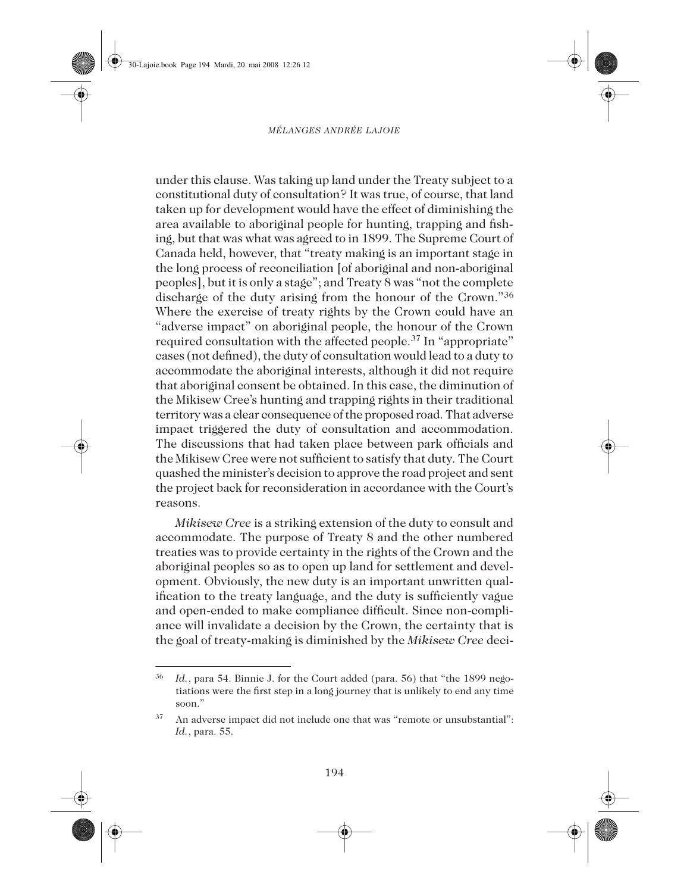under this clause. Was taking up land under the Treaty subject to a constitutional duty of consultation? It was true, of course, that land taken up for development would have the effect of diminishing the area available to aboriginal people for hunting, trapping and fishing, but that was what was agreed to in 1899. The Supreme Court of Canada held, however, that "treaty making is an important stage in the long process of reconciliation [of aboriginal and non-aboriginal peoples], but it is only a stage"; and Treaty 8 was "not the complete discharge of the duty arising from the honour of the Crown."[36] Where the exercise of treaty rights by the Crown could have an "adverse impact" on aboriginal people, the honour of the Crown required consultation with the affected people.[37] In "appropriate" cases (not defined), the duty of consultation would lead to a duty to accommodate the aboriginal interests, although it did not require that aboriginal consent be obtained. In this case, the diminution of the Mikisew Cree's hunting and trapping rights in their traditional territory was a clear consequence of the proposed road. That adverse impact triggered the duty of consultation and accommodation. The discussions that had taken place between park officials and the Mikisew Cree were not sufficient to satisfy that duty. The Court quashed the minister's decision to approve the road project and sent the project back for reconsideration in accordance with the Court's reasons.

*Mikisew Cree* is a striking extension of the duty to consult and accommodate. The purpose of Treaty 8 and the other numbered treaties was to provide certainty in the rights of the Crown and the aboriginal peoples so as to open up land for settlement and development. Obviously, the new duty is an important unwritten qualification to the treaty language, and the duty is sufficiently vague and open-ended to make compliance difficult. Since non-compliance will invalidate a decision by the Crown, the certainty that is the goal of treaty-making is diminished by the *Mikisew Cree* deci-

---

[36] *Id.*, para 54. Binnie J. for the Court added (para. 56) that "the 1899 negotiations were the first step in a long journey that is unlikely to end any time soon."

[37] An adverse impact did not include one that was "remote or unsubstantial": *Id.*, para. 55.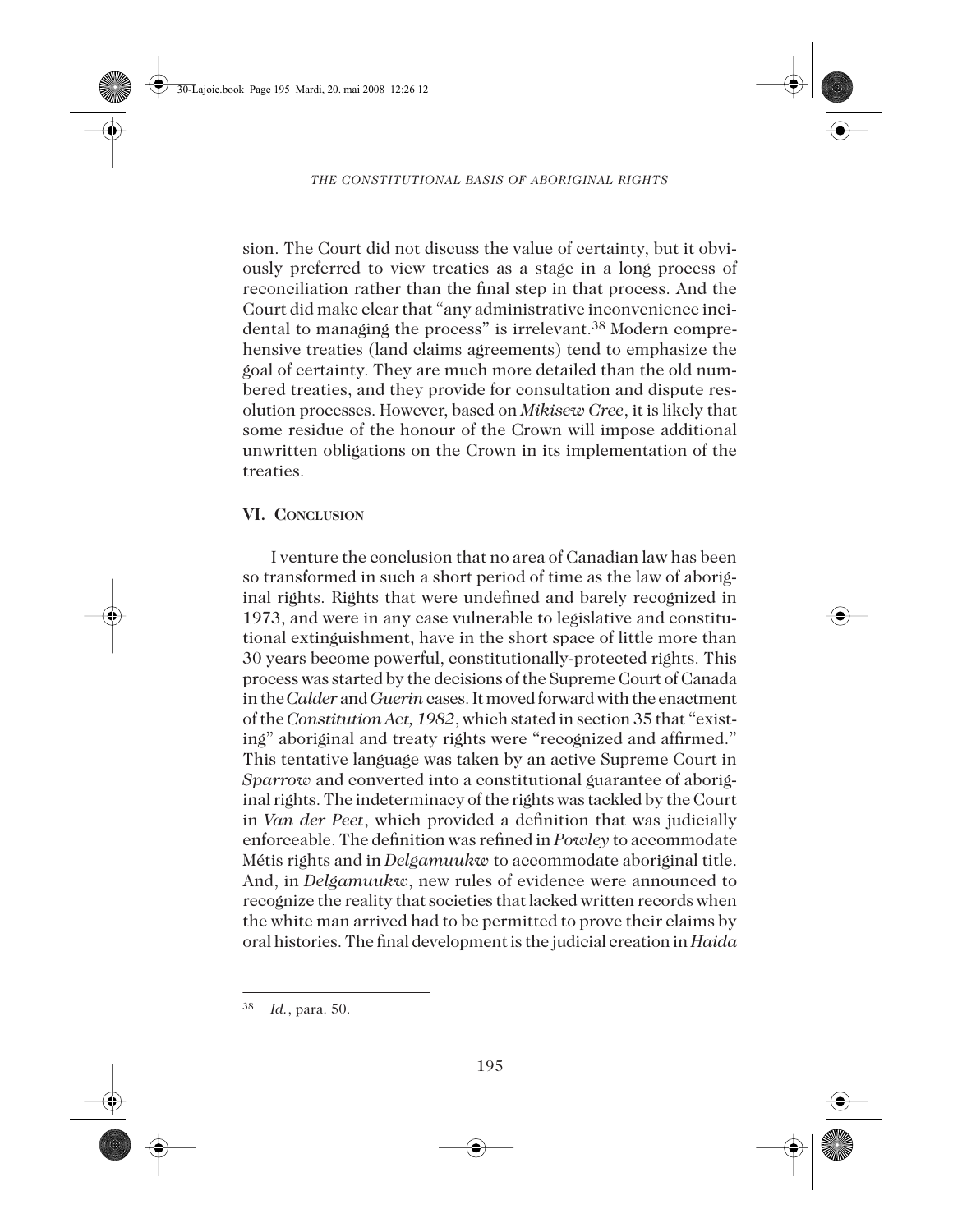sion. The Court did not discuss the value of certainty, but it obviously preferred to view treaties as a stage in a long process of reconciliation rather than the final step in that process. And the Court did make clear that "any administrative inconvenience incidental to managing the process" is irrelevant.[38] Modern comprehensive treaties (land claims agreements) tend to emphasize the goal of certainty. They are much more detailed than the old numbered treaties, and they provide for consultation and dispute resolution processes. However, based on *Mikisew Cree*, it is likely that some residue of the honour of the Crown will impose additional unwritten obligations on the Crown in its implementation of the treaties.

## VI. CONCLUSION

I venture the conclusion that no area of Canadian law has been so transformed in such a short period of time as the law of aboriginal rights. Rights that were undefined and barely recognized in 1973, and were in any case vulnerable to legislative and constitutional extinguishment, have in the short space of little more than 30 years become powerful, constitutionally-protected rights. This process was started by the decisions of the Supreme Court of Canada in the *Calder* and *Guerin* cases. It moved forward with the enactment of the *Constitution Act, 1982*, which stated in section 35 that "existing" aboriginal and treaty rights were "recognized and affirmed." This tentative language was taken by an active Supreme Court in *Sparrow* and converted into a constitutional guarantee of aboriginal rights. The indeterminacy of the rights was tackled by the Court in *Van der Peet*, which provided a definition that was judicially enforceable. The definition was refined in *Powley* to accommodate Métis rights and in *Delgamuukw* to accommodate aboriginal title. And, in *Delgamuukw*, new rules of evidence were announced to recognize the reality that societies that lacked written records when the white man arrived had to be permitted to prove their claims by oral histories. The final development is the judicial creation in *Haida*

---

[38] *Id.*, para. 50.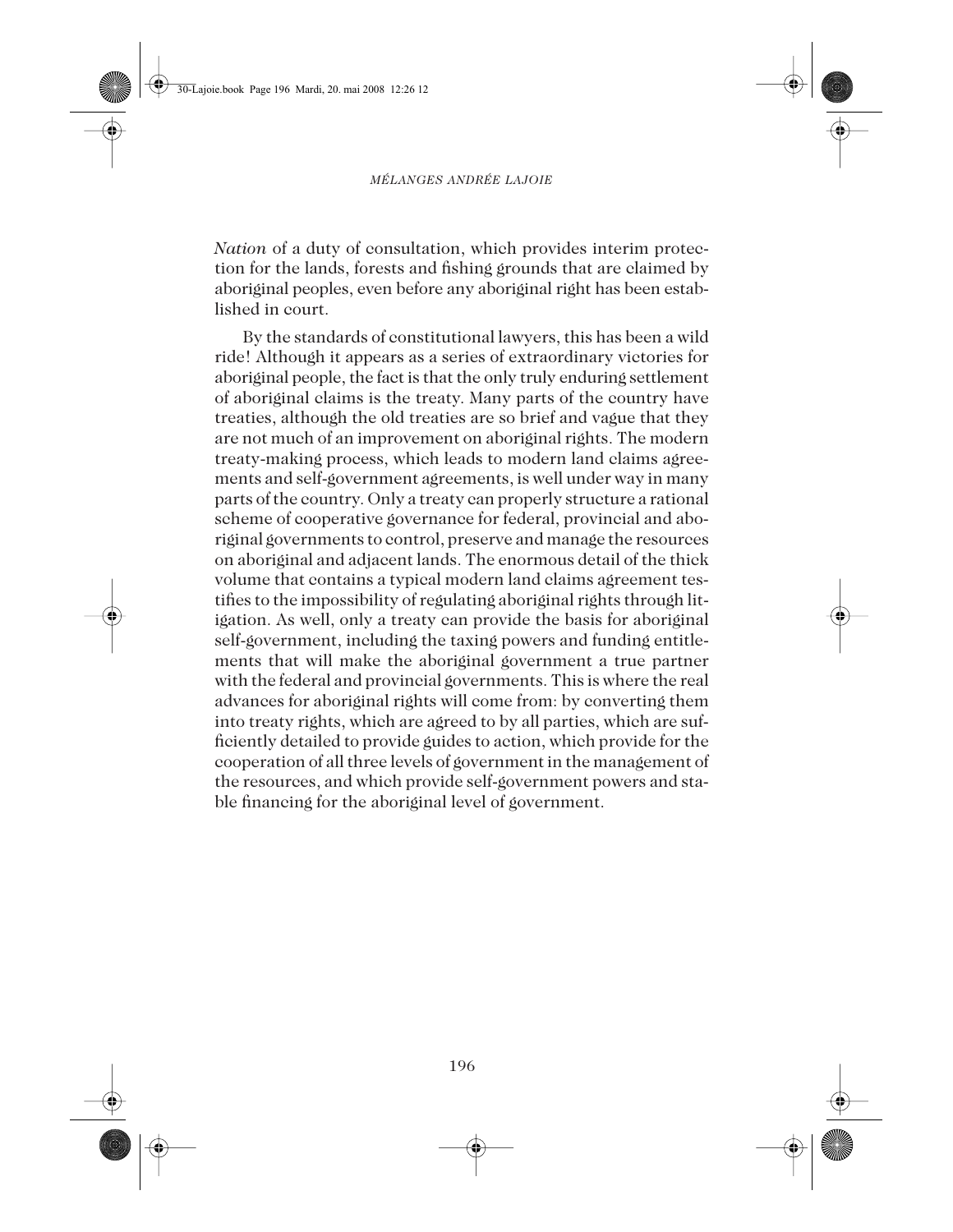*Nation* of a duty of consultation, which provides interim protection for the lands, forests and fishing grounds that are claimed by aboriginal peoples, even before any aboriginal right has been established in court.

By the standards of constitutional lawyers, this has been a wild ride! Although it appears as a series of extraordinary victories for aboriginal people, the fact is that the only truly enduring settlement of aboriginal claims is the treaty. Many parts of the country have treaties, although the old treaties are so brief and vague that they are not much of an improvement on aboriginal rights. The modern treaty-making process, which leads to modern land claims agreements and self-government agreements, is well under way in many parts of the country. Only a treaty can properly structure a rational scheme of cooperative governance for federal, provincial and aboriginal governments to control, preserve and manage the resources on aboriginal and adjacent lands. The enormous detail of the thick volume that contains a typical modern land claims agreement testifies to the impossibility of regulating aboriginal rights through litigation. As well, only a treaty can provide the basis for aboriginal self-government, including the taxing powers and funding entitlements that will make the aboriginal government a true partner with the federal and provincial governments. This is where the real advances for aboriginal rights will come from: by converting them into treaty rights, which are agreed to by all parties, which are sufficiently detailed to provide guides to action, which provide for the cooperation of all three levels of government in the management of the resources, and which provide self-government powers and stable financing for the aboriginal level of government.